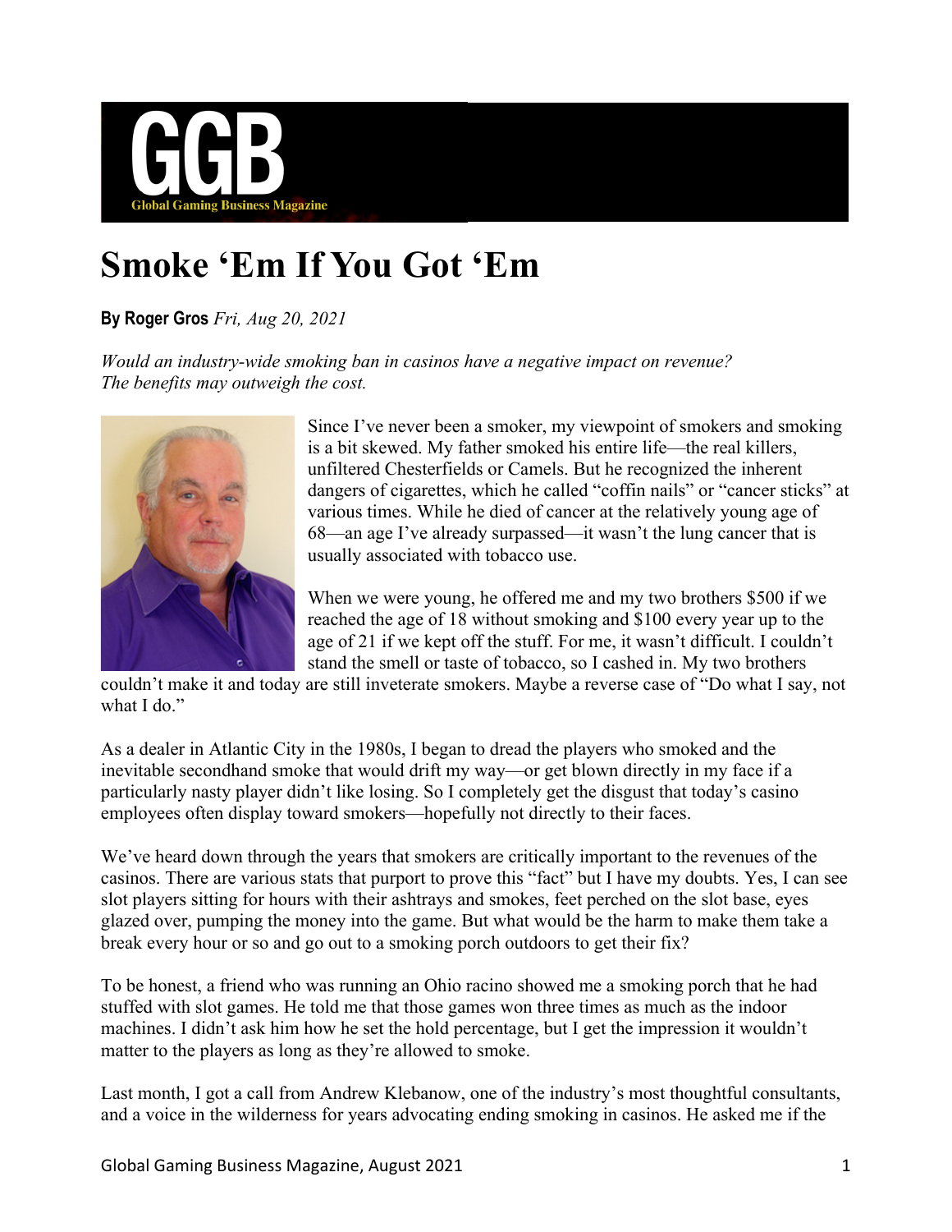GGB
Global Gaming Business Magazine

# Smoke 'Em If You Got 'Em

**By Roger Gros** *Fri, Aug 20, 2021*

*Would an industry-wide smoking ban in casinos have a negative impact on revenue? The benefits may outweigh the cost.*

Since I've never been a smoker, my viewpoint of smokers and smoking is a bit skewed. My father smoked his entire life—the real killers, unfiltered Chesterfields or Camels. But he recognized the inherent dangers of cigarettes, which he called "coffin nails" or "cancer sticks" at various times. While he died of cancer at the relatively young age of 68—an age I've already surpassed—it wasn't the lung cancer that is usually associated with tobacco use.

When we were young, he offered me and my two brothers $500 if we reached the age of 18 without smoking and $100 every year up to the age of 21 if we kept off the stuff. For me, it wasn't difficult. I couldn't stand the smell or taste of tobacco, so I cashed in. My two brothers couldn't make it and today are still inveterate smokers. Maybe a reverse case of "Do what I say, not what I do."

As a dealer in Atlantic City in the 1980s, I began to dread the players who smoked and the inevitable secondhand smoke that would drift my way—or get blown directly in my face if a particularly nasty player didn't like losing. So I completely get the disgust that today's casino employees often display toward smokers—hopefully not directly to their faces.

We've heard down through the years that smokers are critically important to the revenues of the casinos. There are various stats that purport to prove this "fact" but I have my doubts. Yes, I can see slot players sitting for hours with their ashtrays and smokes, feet perched on the slot base, eyes glazed over, pumping the money into the game. But what would be the harm to make them take a break every hour or so and go out to a smoking porch outdoors to get their fix?

To be honest, a friend who was running an Ohio racino showed me a smoking porch that he had stuffed with slot games. He told me that those games won three times as much as the indoor machines. I didn't ask him how he set the hold percentage, but I get the impression it wouldn't matter to the players as long as they're allowed to smoke.

Last month, I got a call from Andrew Klebanow, one of the industry's most thoughtful consultants, and a voice in the wilderness for years advocating ending smoking in casinos. He asked me if the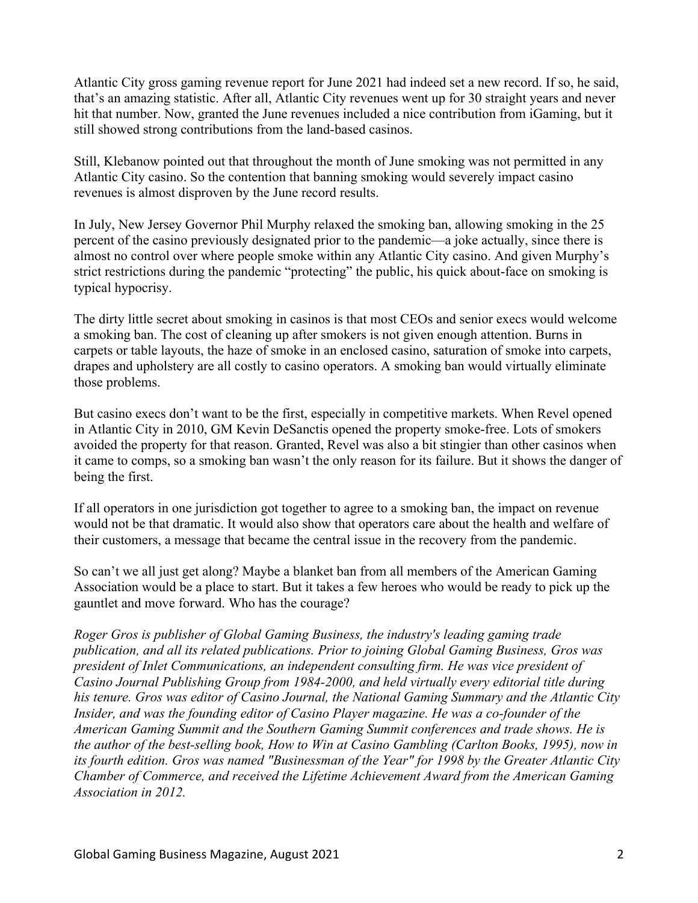Atlantic City gross gaming revenue report for June 2021 had indeed set a new record. If so, he said, that's an amazing statistic. After all, Atlantic City revenues went up for 30 straight years and never hit that number. Now, granted the June revenues included a nice contribution from iGaming, but it still showed strong contributions from the land-based casinos.

Still, Klebanow pointed out that throughout the month of June smoking was not permitted in any Atlantic City casino. So the contention that banning smoking would severely impact casino revenues is almost disproven by the June record results.

In July, New Jersey Governor Phil Murphy relaxed the smoking ban, allowing smoking in the 25 percent of the casino previously designated prior to the pandemic—a joke actually, since there is almost no control over where people smoke within any Atlantic City casino. And given Murphy's strict restrictions during the pandemic "protecting" the public, his quick about-face on smoking is typical hypocrisy.

The dirty little secret about smoking in casinos is that most CEOs and senior execs would welcome a smoking ban. The cost of cleaning up after smokers is not given enough attention. Burns in carpets or table layouts, the haze of smoke in an enclosed casino, saturation of smoke into carpets, drapes and upholstery are all costly to casino operators. A smoking ban would virtually eliminate those problems.

But casino execs don't want to be the first, especially in competitive markets. When Revel opened in Atlantic City in 2010, GM Kevin DeSanctis opened the property smoke-free. Lots of smokers avoided the property for that reason. Granted, Revel was also a bit stingier than other casinos when it came to comps, so a smoking ban wasn't the only reason for its failure. But it shows the danger of being the first.

If all operators in one jurisdiction got together to agree to a smoking ban, the impact on revenue would not be that dramatic. It would also show that operators care about the health and welfare of their customers, a message that became the central issue in the recovery from the pandemic.

So can't we all just get along? Maybe a blanket ban from all members of the American Gaming Association would be a place to start. But it takes a few heroes who would be ready to pick up the gauntlet and move forward. Who has the courage?

*Roger Gros is publisher of Global Gaming Business, the industry's leading gaming trade publication, and all its related publications. Prior to joining Global Gaming Business, Gros was president of Inlet Communications, an independent consulting firm. He was vice president of Casino Journal Publishing Group from 1984-2000, and held virtually every editorial title during his tenure. Gros was editor of Casino Journal, the National Gaming Summary and the Atlantic City Insider, and was the founding editor of Casino Player magazine. He was a co-founder of the American Gaming Summit and the Southern Gaming Summit conferences and trade shows. He is the author of the best-selling book, How to Win at Casino Gambling (Carlton Books, 1995), now in its fourth edition. Gros was named "Businessman of the Year" for 1998 by the Greater Atlantic City Chamber of Commerce, and received the Lifetime Achievement Award from the American Gaming Association in 2012.*